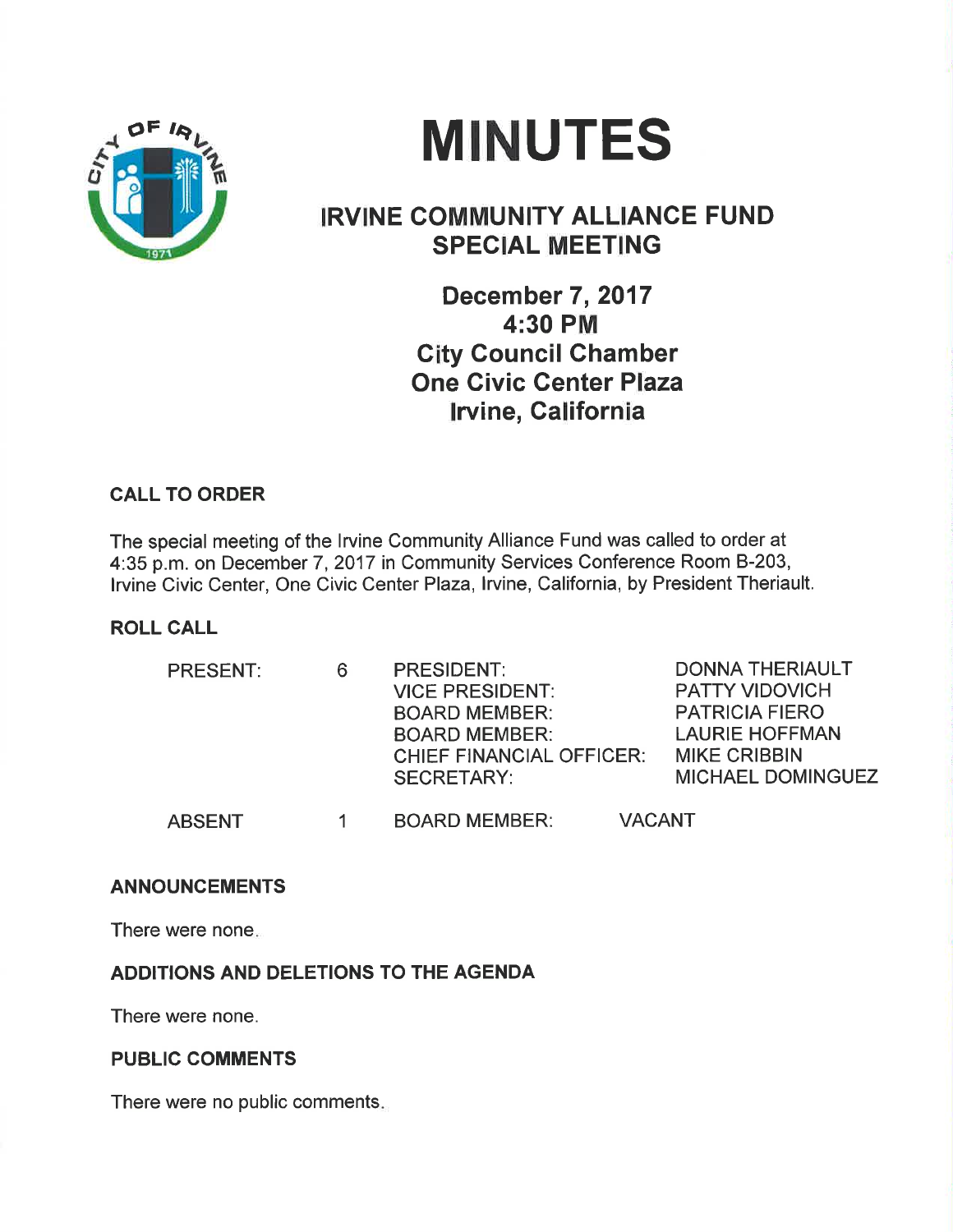# MINUTES

## IRVINE COMMUNITY ALLIANCE FUND SPECIAL MEETING

### December 7, 2017
### 4:30 PM
### City Council Chamber
### One Civic Center Plaza
### Irvine, California

## CALL TO ORDER

The special meeting of the Irvine Community Alliance Fund was called to order at 4:35 p.m. on December 7, 2017 in Community Services Conference Room B-203, Irvine Civic Center, One Civic Center Plaza, Irvine, California, by President Theriault.

## ROLL CALL

| | | | |
|---|---|---|---|
| PRESENT: | 6 | PRESIDENT: | DONNA THERIAULT |
| | | VICE PRESIDENT: | PATTY VIDOVICH |
| | | BOARD MEMBER: | PATRICIA FIERO |
| | | BOARD MEMBER: | LAURIE HOFFMAN |
| | | CHIEF FINANCIAL OFFICER: | MIKE CRIBBIN |
| | | SECRETARY: | MICHAEL DOMINGUEZ |
| ABSENT | 1 | BOARD MEMBER: | VACANT |

## ANNOUNCEMENTS

There were none.

## ADDITIONS AND DELETIONS TO THE AGENDA

There were none.

## PUBLIC COMMENTS

There were no public comments.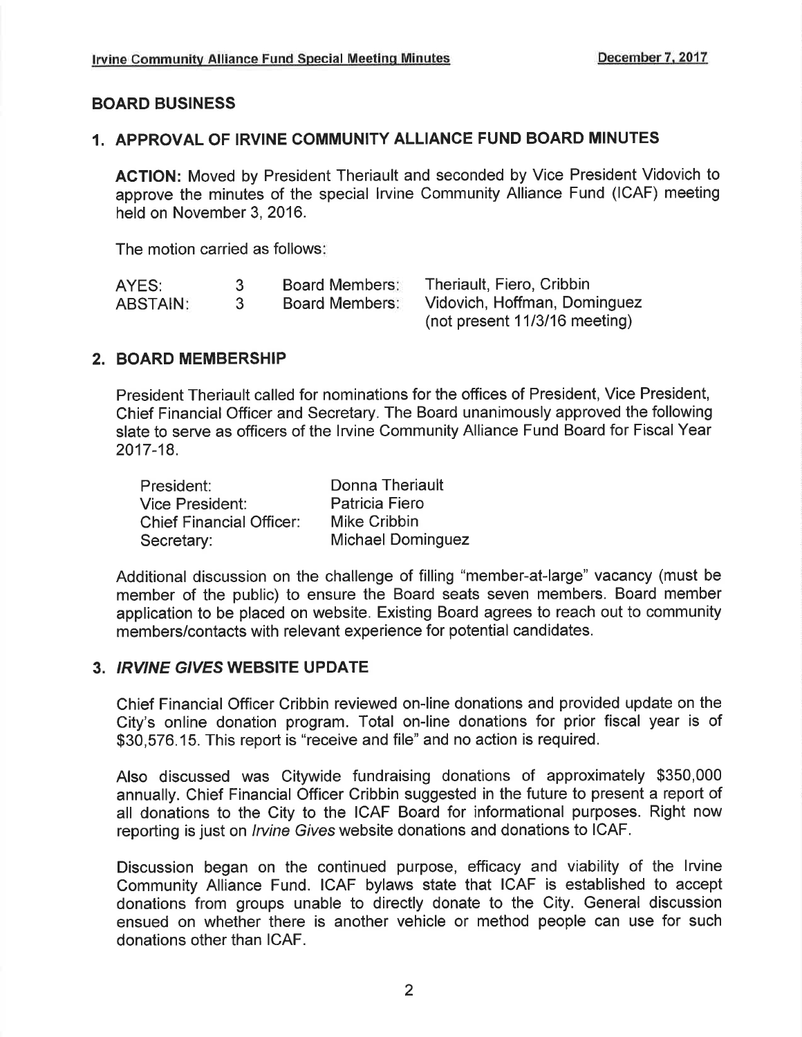## BOARD BUSINESS

### 1. APPROVAL OF IRVINE COMMUNITY ALLIANCE FUND BOARD MINUTES

**ACTION:** Moved by President Theriault and seconded by Vice President Vidovich to approve the minutes of the special Irvine Community Alliance Fund (ICAF) meeting held on November 3, 2016.

The motion carried as follows:

| | | | |
|---|---|---|---|
| AYES: | 3 | Board Members: | Theriault, Fiero, Cribbin |
| ABSTAIN: | 3 | Board Members: | Vidovich, Hoffman, Dominguez (not present 11/3/16 meeting) |

### 2. BOARD MEMBERSHIP

President Theriault called for nominations for the offices of President, Vice President, Chief Financial Officer and Secretary. The Board unanimously approved the following slate to serve as officers of the Irvine Community Alliance Fund Board for Fiscal Year 2017-18.

| | |
|---|---|
| President: | Donna Theriault |
| Vice President: | Patricia Fiero |
| Chief Financial Officer: | Mike Cribbin |
| Secretary: | Michael Dominguez |

Additional discussion on the challenge of filling "member-at-large" vacancy (must be member of the public) to ensure the Board seats seven members. Board member application to be placed on website. Existing Board agrees to reach out to community members/contacts with relevant experience for potential candidates.

### 3. *IRVINE GIVES* WEBSITE UPDATE

Chief Financial Officer Cribbin reviewed on-line donations and provided update on the City's online donation program. Total on-line donations for prior fiscal year is of $30,576.15. This report is "receive and file" and no action is required.

Also discussed was Citywide fundraising donations of approximately $350,000 annually. Chief Financial Officer Cribbin suggested in the future to present a report of all donations to the City to the ICAF Board for informational purposes. Right now reporting is just on *Irvine Gives* website donations and donations to ICAF.

Discussion began on the continued purpose, efficacy and viability of the Irvine Community Alliance Fund. ICAF bylaws state that ICAF is established to accept donations from groups unable to directly donate to the City. General discussion ensued on whether there is another vehicle or method people can use for such donations other than ICAF.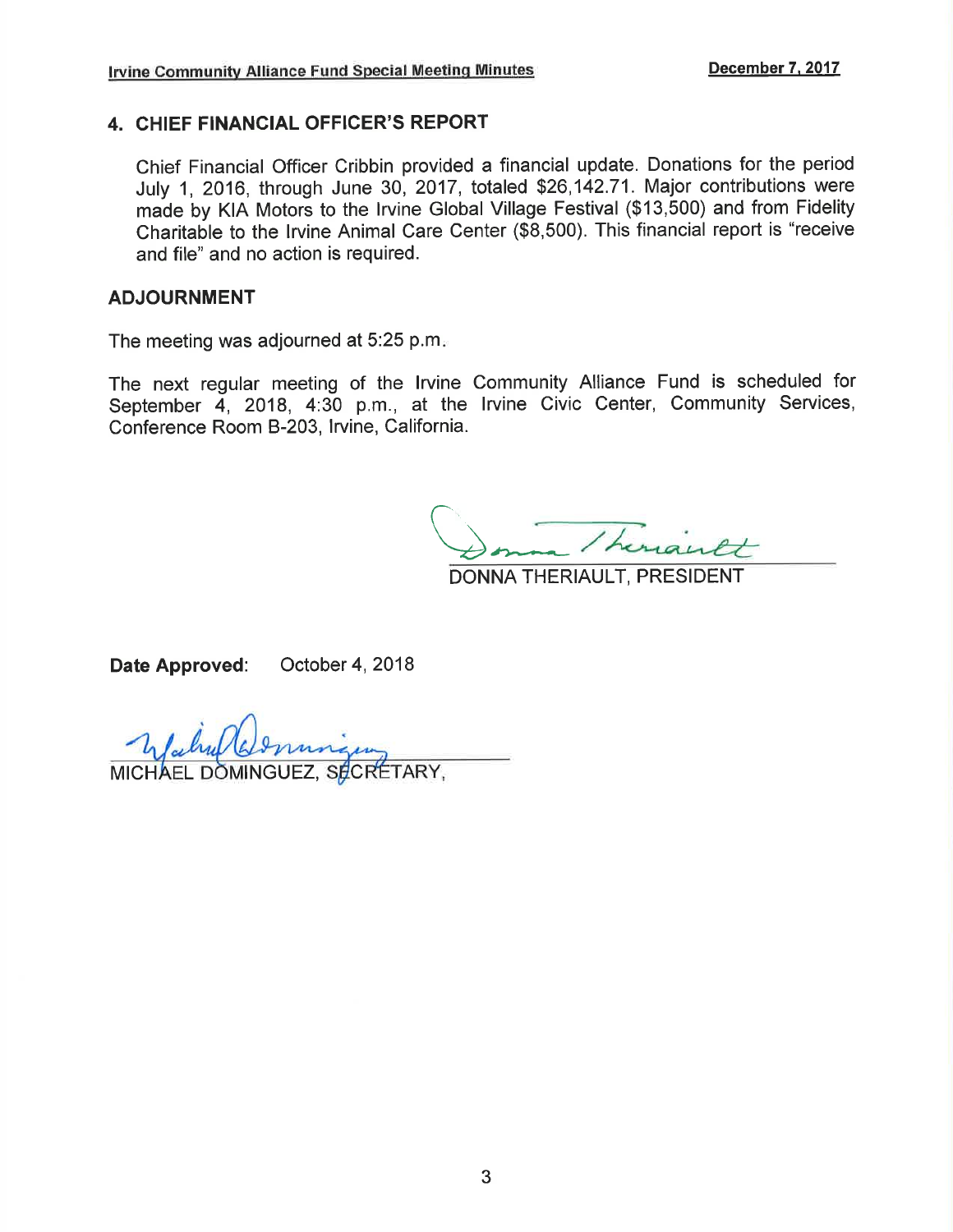## 4. CHIEF FINANCIAL OFFICER'S REPORT

Chief Financial Officer Cribbin provided a financial update. Donations for the period July 1, 2016, through June 30, 2017, totaled $26,142.71. Major contributions were made by KIA Motors to the Irvine Global Village Festival ($13,500) and from Fidelity Charitable to the Irvine Animal Care Center ($8,500). This financial report is "receive and file" and no action is required.

## ADJOURNMENT

The meeting was adjourned at 5:25 p.m.

The next regular meeting of the Irvine Community Alliance Fund is scheduled for September 4, 2018, 4:30 p.m., at the Irvine Civic Center, Community Services, Conference Room B-203, Irvine, California.

DONNA THERIAULT, PRESIDENT

**Date Approved**: October 4, 2018

MICHAEL DOMINGUEZ, SECRETARY,